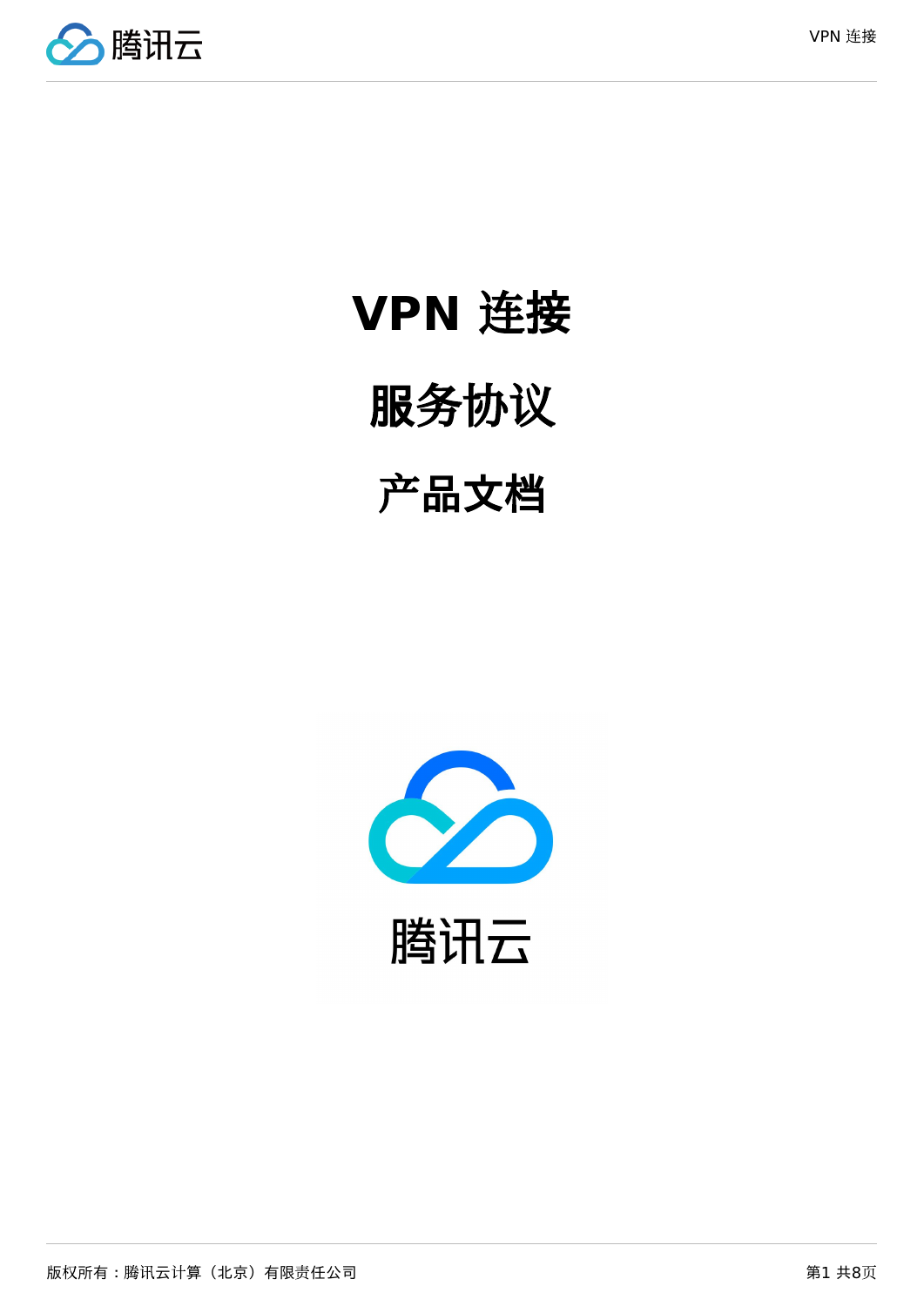# VPN 连接

## 服务协议

## 产品文档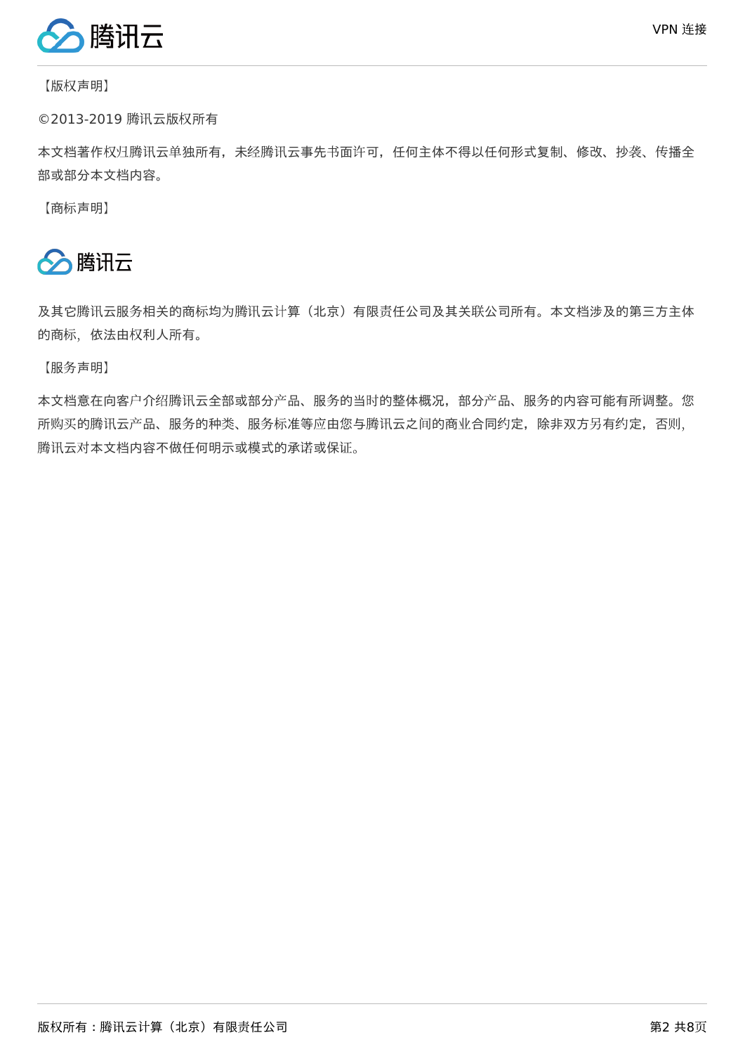【版权声明】

©2013-2019 腾讯云版权所有

本文档著作权归腾讯云单独所有，未经腾讯云事先书面许可，任何主体不得以任何形式复制、修改、抄袭、传播全部或部分本文档内容。

【商标声明】

腾讯云

及其它腾讯云服务相关的商标均为腾讯云计算（北京）有限责任公司及其关联公司所有。本文档涉及的第三方主体的商标，依法由权利人所有。

【服务声明】

本文档意在向客户介绍腾讯云全部或部分产品、服务的当时的整体概况，部分产品、服务的内容可能有所调整。您所购买的腾讯云产品、服务的种类、服务标准等应由您与腾讯云之间的商业合同约定，除非双方另有约定，否则，腾讯云对本文档内容不做任何明示或模式的承诺或保证。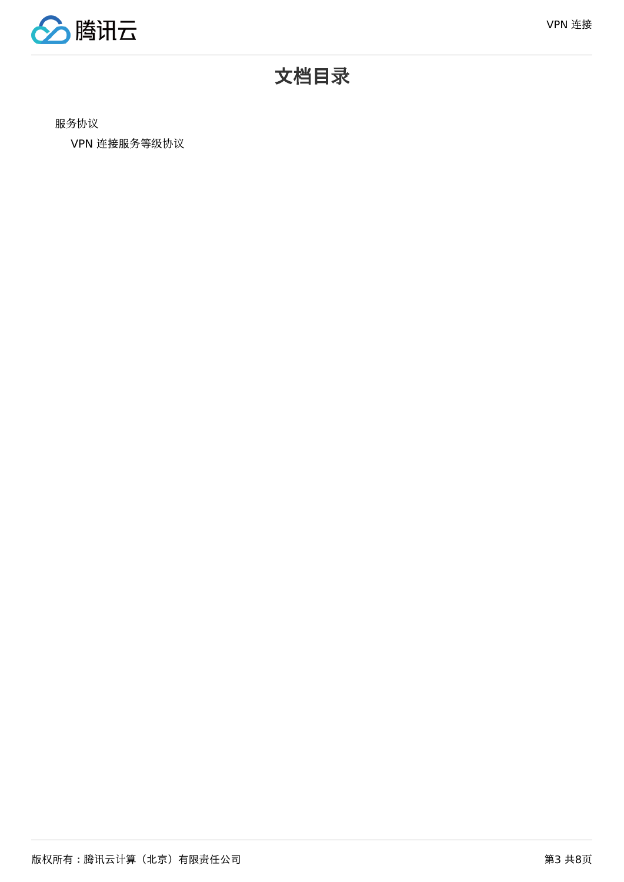# 文档目录

服务协议

- VPN 连接服务等级协议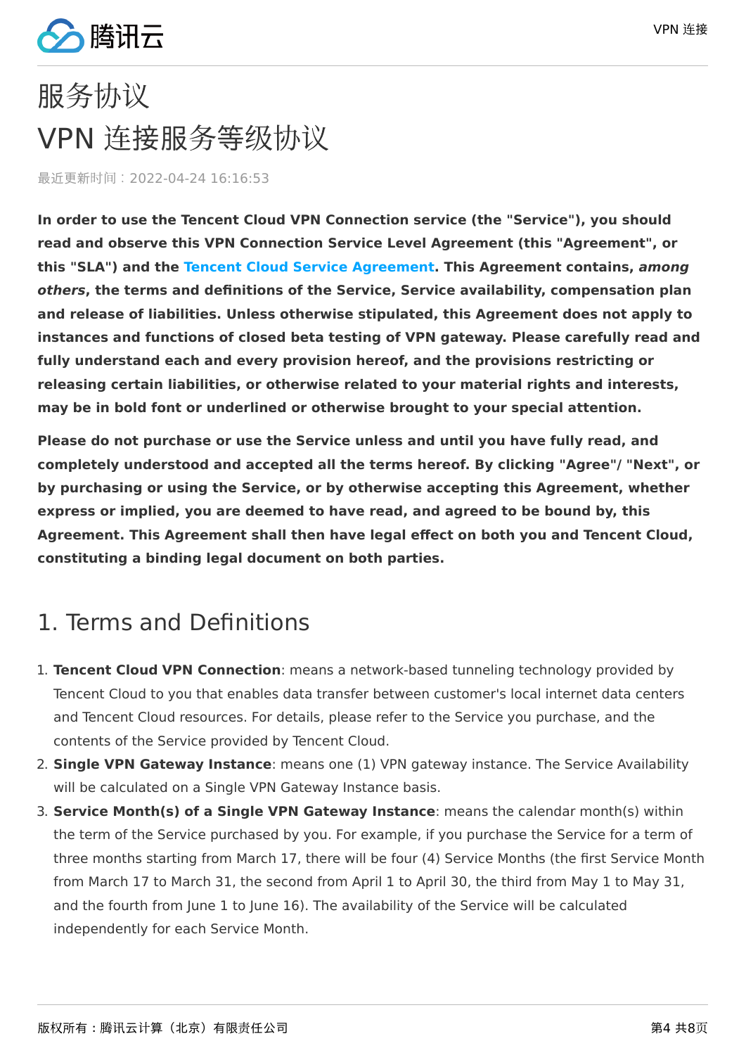# 服务协议

# VPN 连接服务等级协议

最近更新时间：2022-04-24 16:16:53

**In order to use the Tencent Cloud VPN Connection service (the "Service"), you should read and observe this VPN Connection Service Level Agreement (this "Agreement", or this "SLA") and the Tencent Cloud Service Agreement. This Agreement contains, *among others*, the terms and definitions of the Service, Service availability, compensation plan and release of liabilities. Unless otherwise stipulated, this Agreement does not apply to instances and functions of closed beta testing of VPN gateway. Please carefully read and fully understand each and every provision hereof, and the provisions restricting or releasing certain liabilities, or otherwise related to your material rights and interests, may be in bold font or underlined or otherwise brought to your special attention.**

**Please do not purchase or use the Service unless and until you have fully read, and completely understood and accepted all the terms hereof. By clicking "Agree"/ "Next", or by purchasing or using the Service, or by otherwise accepting this Agreement, whether express or implied, you are deemed to have read, and agreed to be bound by, this Agreement. This Agreement shall then have legal effect on both you and Tencent Cloud, constituting a binding legal document on both parties.**

## 1. Terms and Definitions

1. **Tencent Cloud VPN Connection**: means a network-based tunneling technology provided by Tencent Cloud to you that enables data transfer between customer's local internet data centers and Tencent Cloud resources. For details, please refer to the Service you purchase, and the contents of the Service provided by Tencent Cloud.
2. **Single VPN Gateway Instance**: means one (1) VPN gateway instance. The Service Availability will be calculated on a Single VPN Gateway Instance basis.
3. **Service Month(s) of a Single VPN Gateway Instance**: means the calendar month(s) within the term of the Service purchased by you. For example, if you purchase the Service for a term of three months starting from March 17, there will be four (4) Service Months (the first Service Month from March 17 to March 31, the second from April 1 to April 30, the third from May 1 to May 31, and the fourth from June 1 to June 16). The availability of the Service will be calculated independently for each Service Month.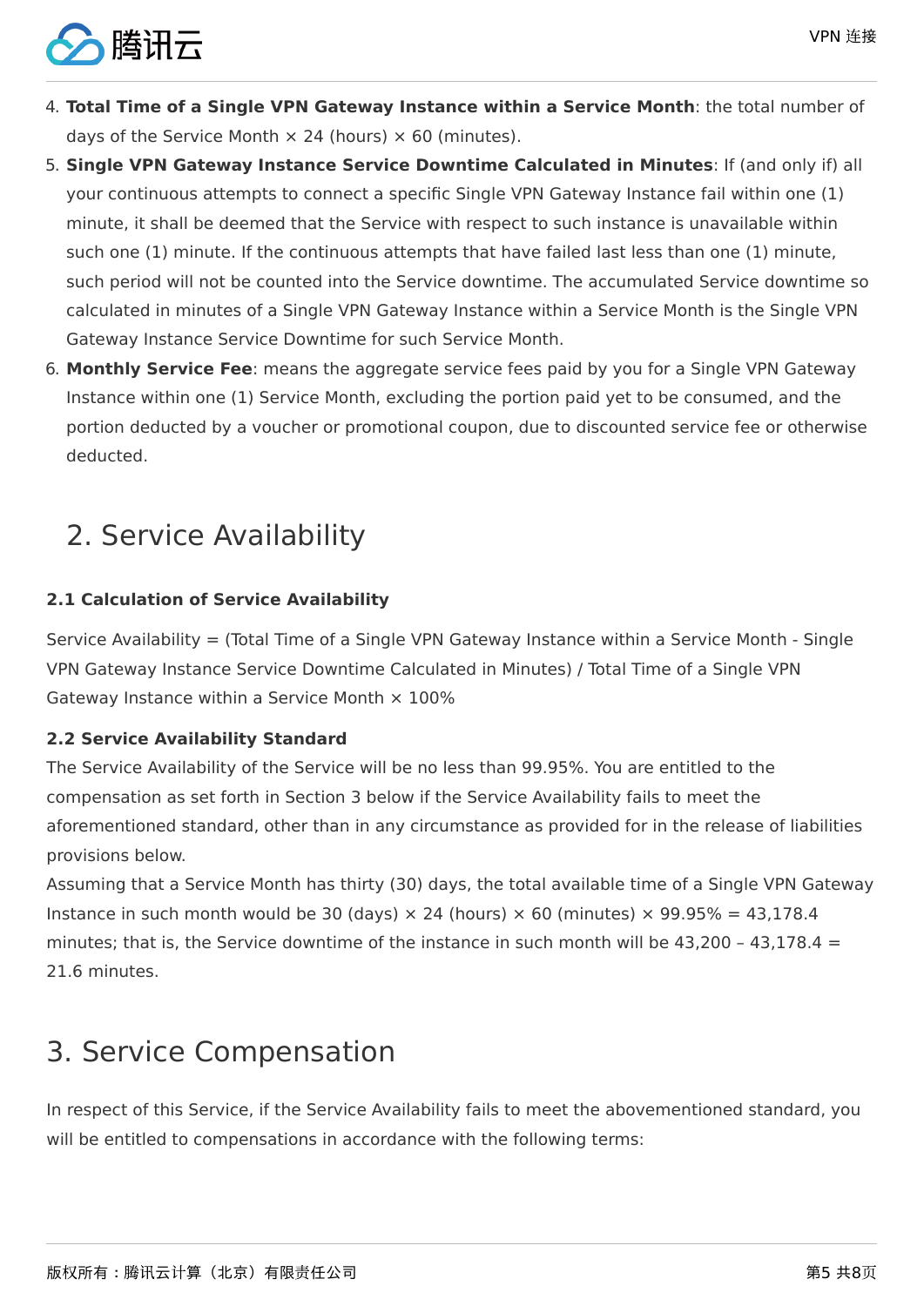4. **Total Time of a Single VPN Gateway Instance within a Service Month**: the total number of days of the Service Month × 24 (hours) × 60 (minutes).
5. **Single VPN Gateway Instance Service Downtime Calculated in Minutes**: If (and only if) all your continuous attempts to connect a specific Single VPN Gateway Instance fail within one (1) minute, it shall be deemed that the Service with respect to such instance is unavailable within such one (1) minute. If the continuous attempts that have failed last less than one (1) minute, such period will not be counted into the Service downtime. The accumulated Service downtime so calculated in minutes of a Single VPN Gateway Instance within a Service Month is the Single VPN Gateway Instance Service Downtime for such Service Month.
6. **Monthly Service Fee**: means the aggregate service fees paid by you for a Single VPN Gateway Instance within one (1) Service Month, excluding the portion paid yet to be consumed, and the portion deducted by a voucher or promotional coupon, due to discounted service fee or otherwise deducted.

## 2. Service Availability

### 2.1 Calculation of Service Availability

Service Availability = (Total Time of a Single VPN Gateway Instance within a Service Month - Single VPN Gateway Instance Service Downtime Calculated in Minutes) / Total Time of a Single VPN Gateway Instance within a Service Month × 100%

### 2.2 Service Availability Standard

The Service Availability of the Service will be no less than 99.95%. You are entitled to the compensation as set forth in Section 3 below if the Service Availability fails to meet the aforementioned standard, other than in any circumstance as provided for in the release of liabilities provisions below.

Assuming that a Service Month has thirty (30) days, the total available time of a Single VPN Gateway Instance in such month would be 30 (days) × 24 (hours) × 60 (minutes) × 99.95% = 43,178.4 minutes; that is, the Service downtime of the instance in such month will be 43,200 – 43,178.4 = 21.6 minutes.

## 3. Service Compensation

In respect of this Service, if the Service Availability fails to meet the abovementioned standard, you will be entitled to compensations in accordance with the following terms: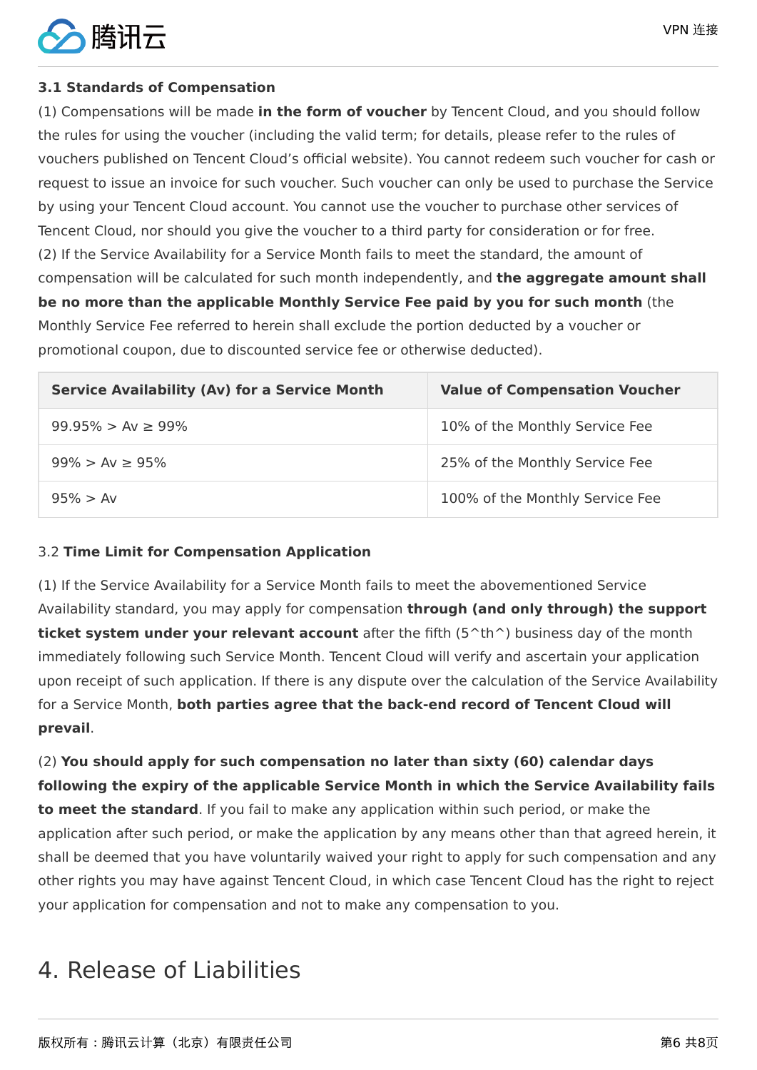### 3.1 Standards of Compensation

(1) Compensations will be made **in the form of voucher** by Tencent Cloud, and you should follow the rules for using the voucher (including the valid term; for details, please refer to the rules of vouchers published on Tencent Cloud's official website). You cannot redeem such voucher for cash or request to issue an invoice for such voucher. Such voucher can only be used to purchase the Service by using your Tencent Cloud account. You cannot use the voucher to purchase other services of Tencent Cloud, nor should you give the voucher to a third party for consideration or for free.

(2) If the Service Availability for a Service Month fails to meet the standard, the amount of compensation will be calculated for such month independently, and **the aggregate amount shall be no more than the applicable Monthly Service Fee paid by you for such month** (the Monthly Service Fee referred to herein shall exclude the portion deducted by a voucher or promotional coupon, due to discounted service fee or otherwise deducted).

| Service Availability (Av) for a Service Month | Value of Compensation Voucher |
| --- | --- |
| 99.95% > Av ≥ 99% | 10% of the Monthly Service Fee |
| 99% > Av ≥ 95% | 25% of the Monthly Service Fee |
| 95% > Av | 100% of the Monthly Service Fee |

### 3.2 Time Limit for Compensation Application

(1) If the Service Availability for a Service Month fails to meet the abovementioned Service Availability standard, you may apply for compensation **through (and only through) the support ticket system under your relevant account** after the fifth (5^th^) business day of the month immediately following such Service Month. Tencent Cloud will verify and ascertain your application upon receipt of such application. If there is any dispute over the calculation of the Service Availability for a Service Month, **both parties agree that the back-end record of Tencent Cloud will prevail**.

(2) **You should apply for such compensation no later than sixty (60) calendar days following the expiry of the applicable Service Month in which the Service Availability fails to meet the standard**. If you fail to make any application within such period, or make the application after such period, or make the application by any means other than that agreed herein, it shall be deemed that you have voluntarily waived your right to apply for such compensation and any other rights you may have against Tencent Cloud, in which case Tencent Cloud has the right to reject your application for compensation and not to make any compensation to you.

## 4. Release of Liabilities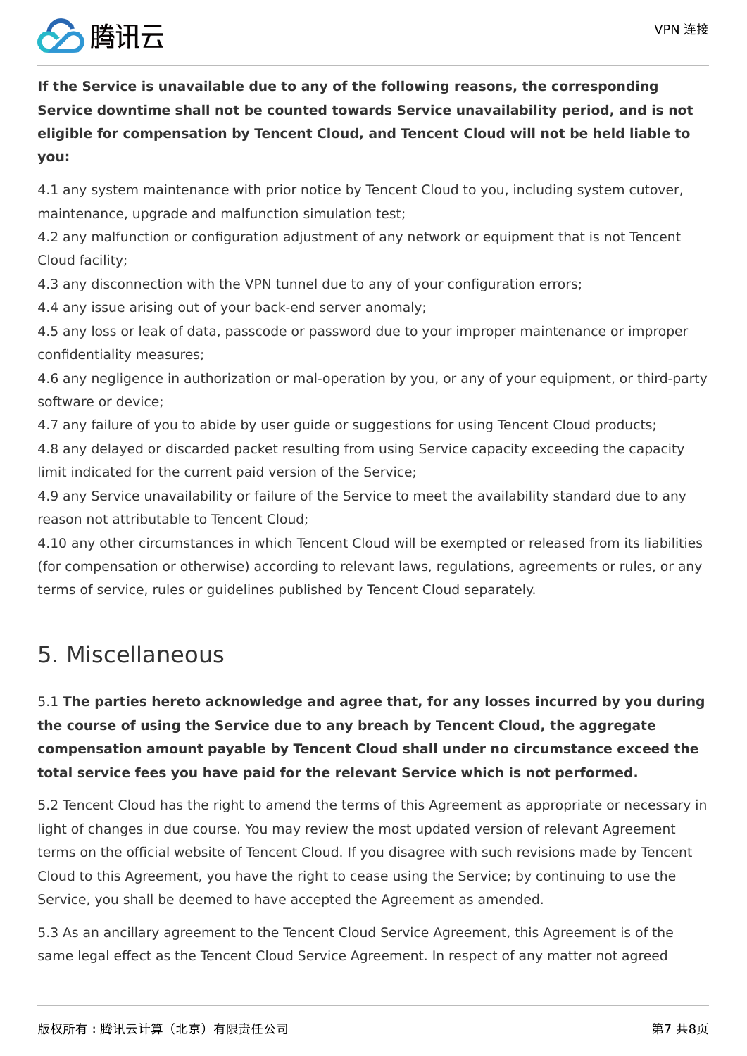**If the Service is unavailable due to any of the following reasons, the corresponding Service downtime shall not be counted towards Service unavailability period, and is not eligible for compensation by Tencent Cloud, and Tencent Cloud will not be held liable to you:**

4.1 any system maintenance with prior notice by Tencent Cloud to you, including system cutover, maintenance, upgrade and malfunction simulation test;
4.2 any malfunction or configuration adjustment of any network or equipment that is not Tencent Cloud facility;
4.3 any disconnection with the VPN tunnel due to any of your configuration errors;
4.4 any issue arising out of your back-end server anomaly;
4.5 any loss or leak of data, passcode or password due to your improper maintenance or improper confidentiality measures;
4.6 any negligence in authorization or mal-operation by you, or any of your equipment, or third-party software or device;
4.7 any failure of you to abide by user guide or suggestions for using Tencent Cloud products;
4.8 any delayed or discarded packet resulting from using Service capacity exceeding the capacity limit indicated for the current paid version of the Service;
4.9 any Service unavailability or failure of the Service to meet the availability standard due to any reason not attributable to Tencent Cloud;
4.10 any other circumstances in which Tencent Cloud will be exempted or released from its liabilities (for compensation or otherwise) according to relevant laws, regulations, agreements or rules, or any terms of service, rules or guidelines published by Tencent Cloud separately.

## 5. Miscellaneous

5.1 **The parties hereto acknowledge and agree that, for any losses incurred by you during the course of using the Service due to any breach by Tencent Cloud, the aggregate compensation amount payable by Tencent Cloud shall under no circumstance exceed the total service fees you have paid for the relevant Service which is not performed.**

5.2 Tencent Cloud has the right to amend the terms of this Agreement as appropriate or necessary in light of changes in due course. You may review the most updated version of relevant Agreement terms on the official website of Tencent Cloud. If you disagree with such revisions made by Tencent Cloud to this Agreement, you have the right to cease using the Service; by continuing to use the Service, you shall be deemed to have accepted the Agreement as amended.

5.3 As an ancillary agreement to the Tencent Cloud Service Agreement, this Agreement is of the same legal effect as the Tencent Cloud Service Agreement. In respect of any matter not agreed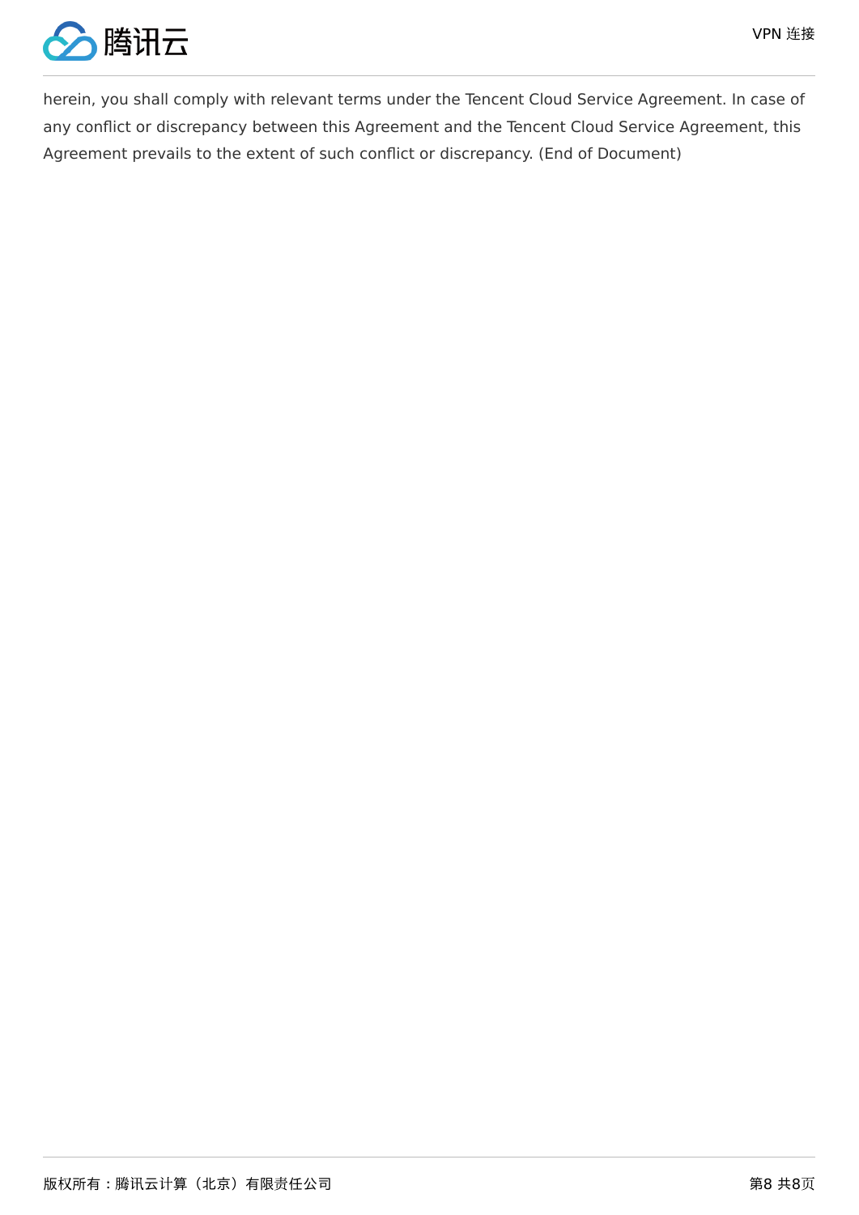herein, you shall comply with relevant terms under the Tencent Cloud Service Agreement. In case of any conflict or discrepancy between this Agreement and the Tencent Cloud Service Agreement, this Agreement prevails to the extent of such conflict or discrepancy. (End of Document)